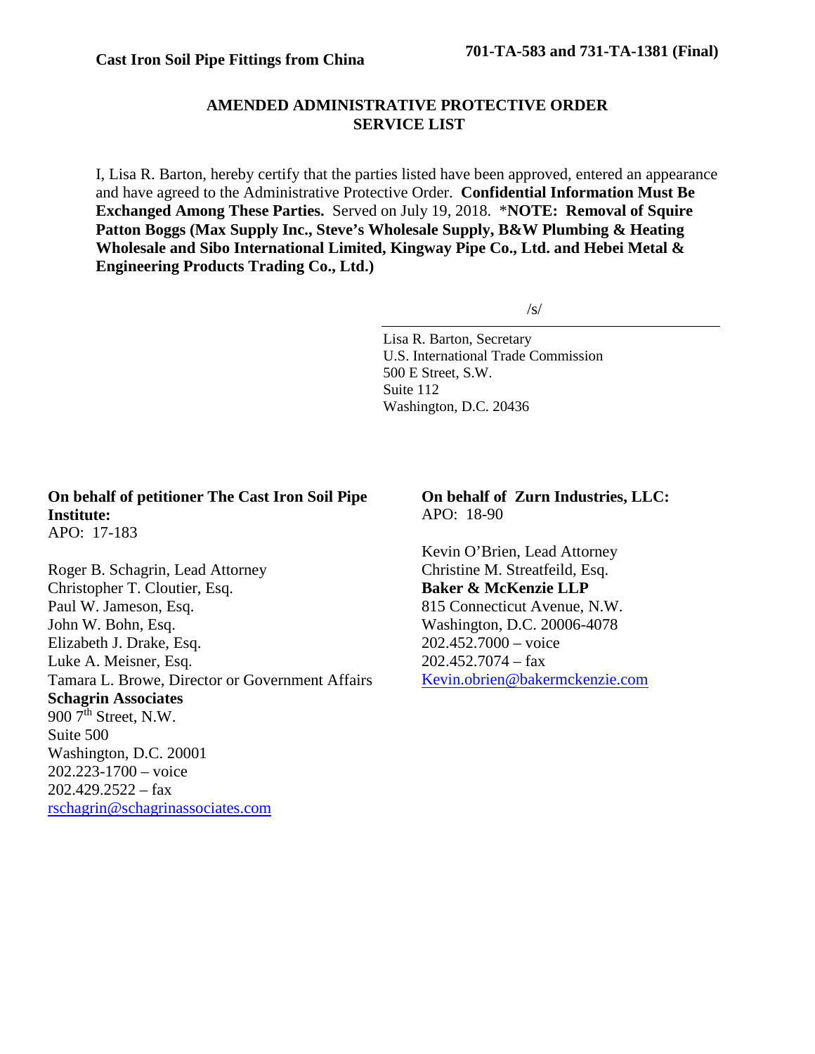**Cast Iron Soil Pipe Fittings from China** **701-TA-583 and 731-TA-1381 (Final)**

## AMENDED ADMINISTRATIVE PROTECTIVE ORDER SERVICE LIST

I, Lisa R. Barton, hereby certify that the parties listed have been approved, entered an appearance and have agreed to the Administrative Protective Order. **Confidential Information Must Be Exchanged Among These Parties.** Served on July 19, 2018. \***NOTE: Removal of Squire Patton Boggs (Max Supply Inc., Steve's Wholesale Supply, B&W Plumbing & Heating Wholesale and Sibo International Limited, Kingway Pipe Co., Ltd. and Hebei Metal & Engineering Products Trading Co., Ltd.)**

/s/

Lisa R. Barton, Secretary
U.S. International Trade Commission
500 E Street, S.W.
Suite 112
Washington, D.C. 20436

**On behalf of petitioner The Cast Iron Soil Pipe Institute:**
APO: 17-183

Roger B. Schagrin, Lead Attorney
Christopher T. Cloutier, Esq.
Paul W. Jameson, Esq.
John W. Bohn, Esq.
Elizabeth J. Drake, Esq.
Luke A. Meisner, Esq.
Tamara L. Browe, Director or Government Affairs
**Schagrin Associates**
900 7th Street, N.W.
Suite 500
Washington, D.C. 20001
202.223-1700 – voice
202.429.2522 – fax
rschagrin@schagrinassociates.com

**On behalf of Zurn Industries, LLC:**
APO: 18-90

Kevin O'Brien, Lead Attorney
Christine M. Streatfeild, Esq.
**Baker & McKenzie LLP**
815 Connecticut Avenue, N.W.
Washington, D.C. 20006-4078
202.452.7000 – voice
202.452.7074 – fax
Kevin.obrien@bakermckenzie.com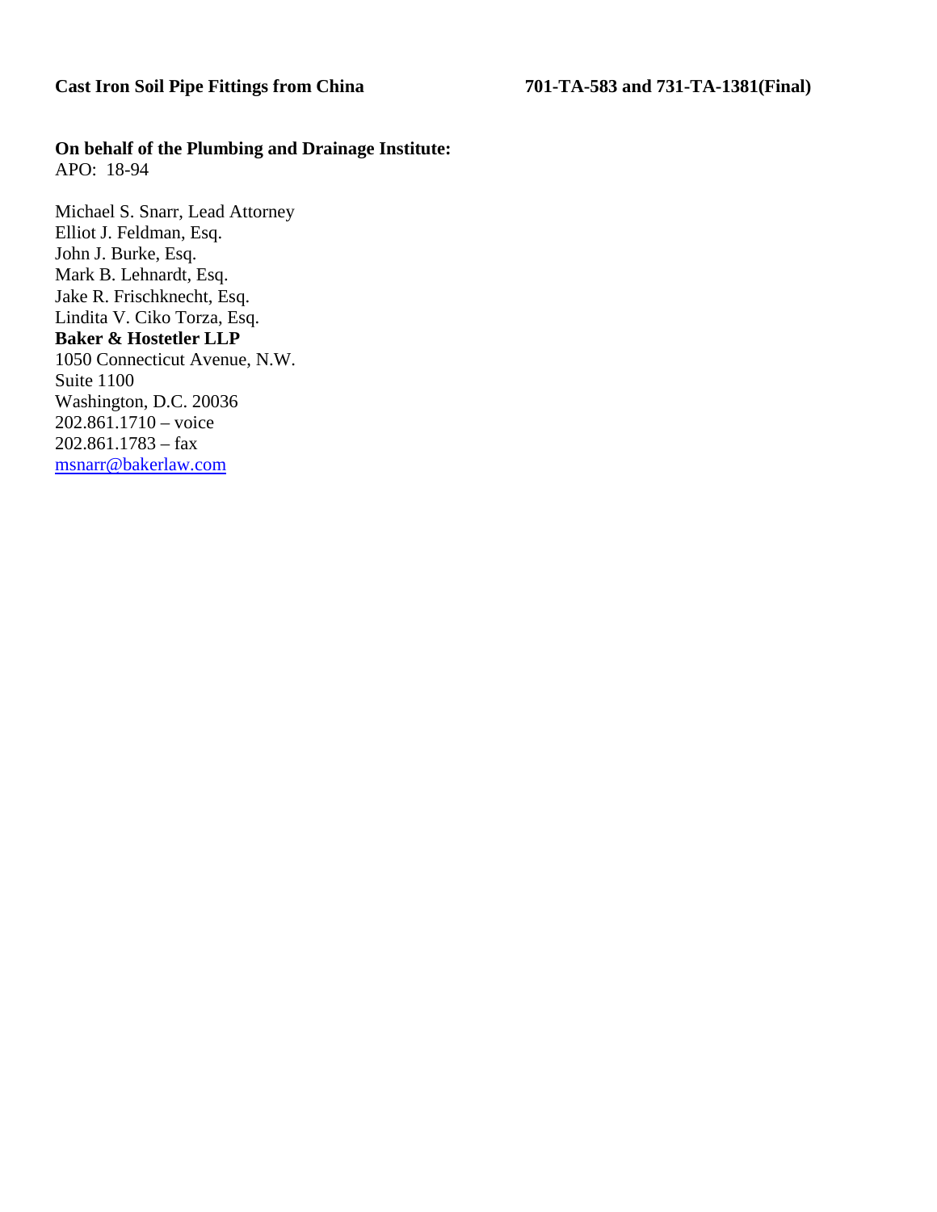**Cast Iron Soil Pipe Fittings from China** **701-TA-583 and 731-TA-1381(Final)**

**On behalf of the Plumbing and Drainage Institute:**
APO: 18-94

Michael S. Snarr, Lead Attorney
Elliot J. Feldman, Esq.
John J. Burke, Esq.
Mark B. Lehnardt, Esq.
Jake R. Frischknecht, Esq.
Lindita V. Ciko Torza, Esq.
**Baker & Hostetler LLP**
1050 Connecticut Avenue, N.W.
Suite 1100
Washington, D.C. 20036
202.861.1710 – voice
202.861.1783 – fax
msnarr@bakerlaw.com